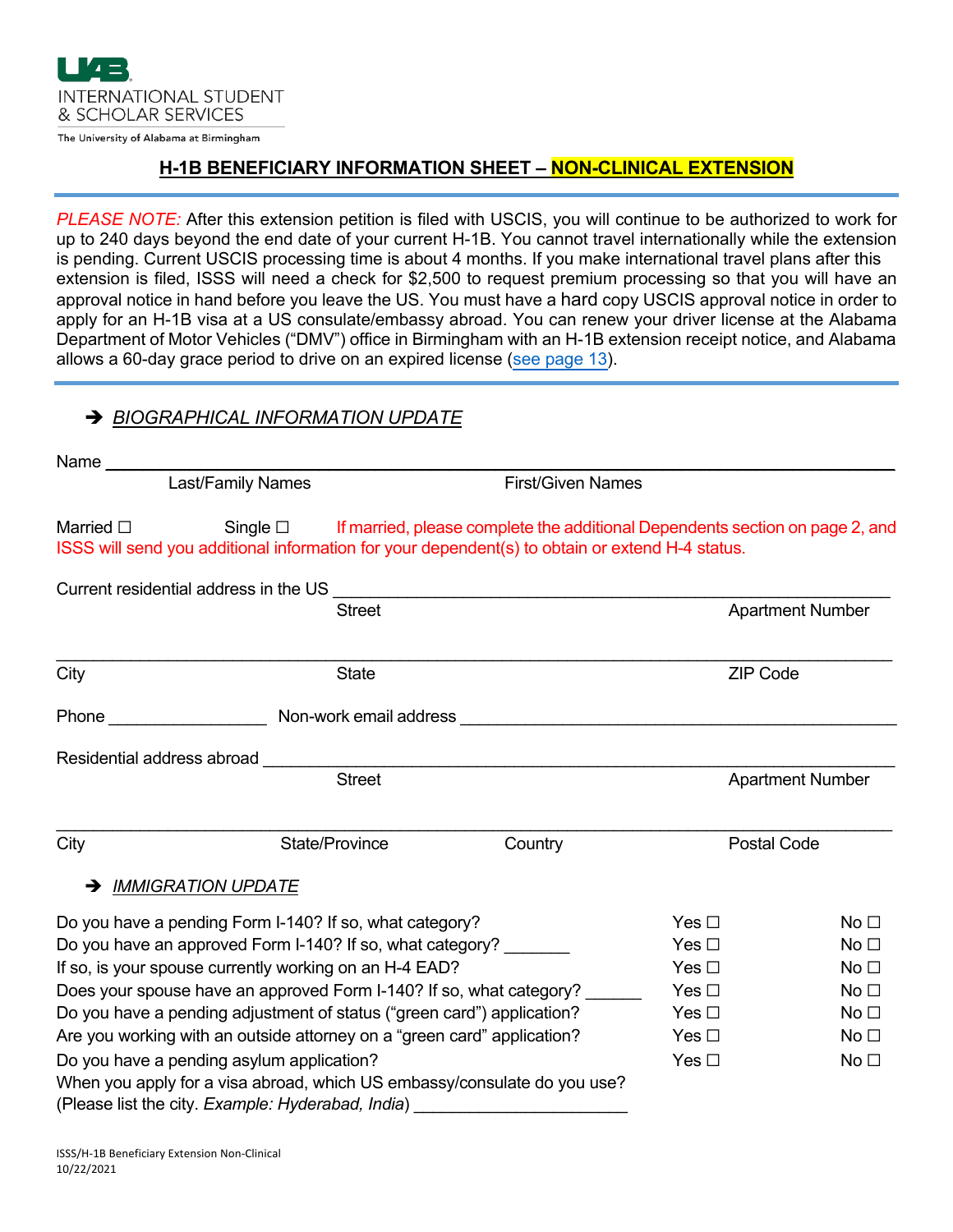INTERNATIONAL STUDENT & SCHOLAR SERVICES
The University of Alabama at Birmingham

# H-1B BENEFICIARY INFORMATION SHEET – NON-CLINICAL EXTENSION

*PLEASE NOTE:* After this extension petition is filed with USCIS, you will continue to be authorized to work for up to 240 days beyond the end date of your current H-1B. You cannot travel internationally while the extension is pending. Current USCIS processing time is about 4 months. If you make international travel plans after this extension is filed, ISSS will need a check for $2,500 to request premium processing so that you will have an approval notice in hand before you leave the US. You must have a hard copy USCIS approval notice in order to apply for an H-1B visa at a US consulate/embassy abroad. You can renew your driver license at the Alabama Department of Motor Vehicles ("DMV") office in Birmingham with an H-1B extension receipt notice, and Alabama allows a 60-day grace period to drive on an expired license (see page 13).

## ➔ *BIOGRAPHICAL INFORMATION UPDATE*

Name ______________________________________________________________
Last/Family Names First/Given Names

Married ☐ Single ☐ If married, please complete the additional Dependents section on page 2, and ISSS will send you additional information for your dependent(s) to obtain or extend H-4 status.

Current residential address in the US ______________________________________________
Street Apartment Number

______________________________________________________________
City State ZIP Code

Phone ________________ Non-work email address ________________________________________

Residential address abroad _________________________________________________
Street Apartment Number

______________________________________________________________
City State/Province Country Postal Code

## ➔ *IMMIGRATION UPDATE*

| | | |
|---|---|---|
| Do you have a pending Form I-140? If so, what category? | Yes ☐ | No ☐ |
| Do you have an approved Form I-140? If so, what category? _______ | Yes ☐ | No ☐ |
| If so, is your spouse currently working on an H-4 EAD? | Yes ☐ | No ☐ |
| Does your spouse have an approved Form I-140? If so, what category? _______ | Yes ☐ | No ☐ |
| Do you have a pending adjustment of status ("green card") application? | Yes ☐ | No ☐ |
| Are you working with an outside attorney on a "green card" application? | Yes ☐ | No ☐ |
| Do you have a pending asylum application? | Yes ☐ | No ☐ |

When you apply for a visa abroad, which US embassy/consulate do you use? (Please list the city. *Example: Hyderabad, India*) ______________________

ISSS/H-1B Beneficiary Extension Non-Clinical
10/22/2021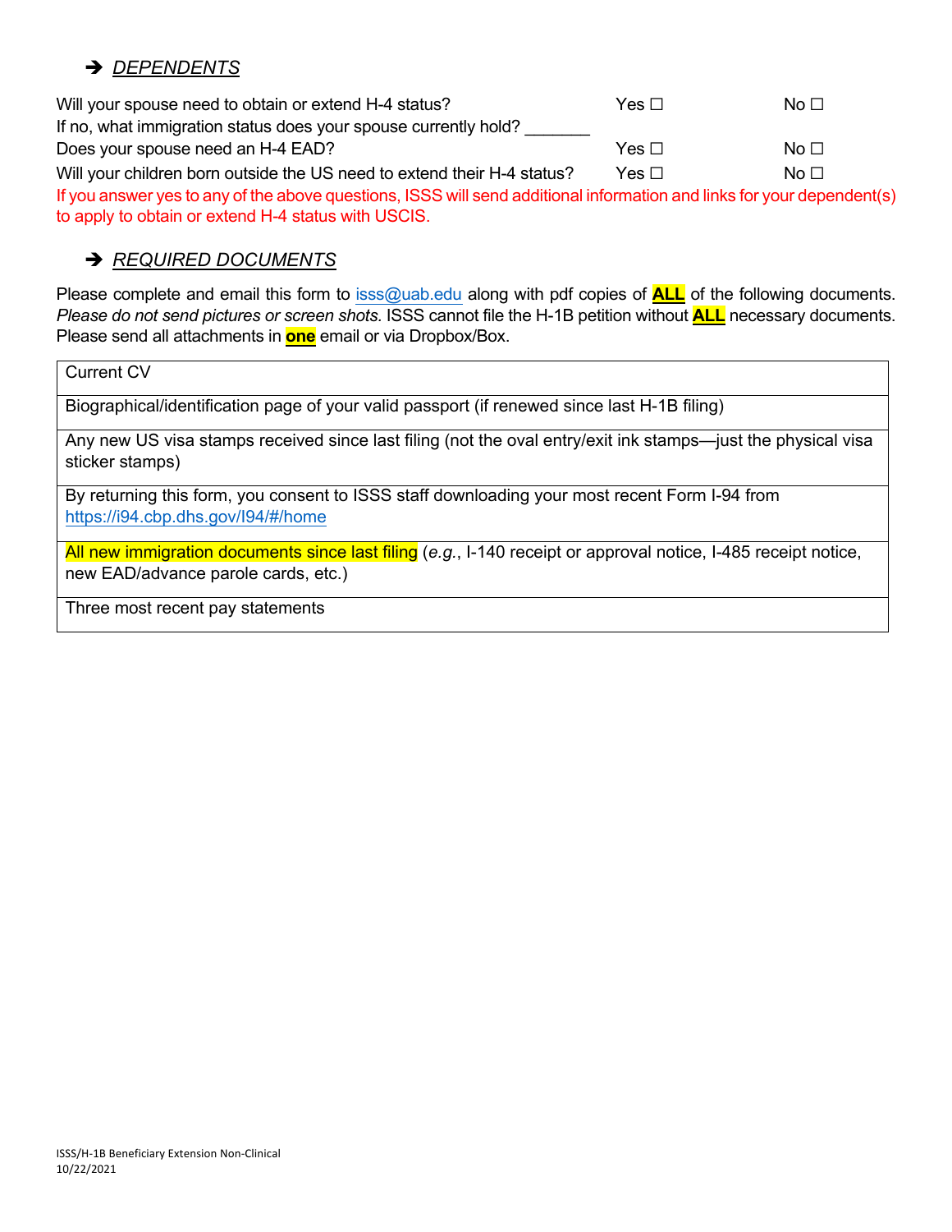## ➔ *DEPENDENTS*

Will your spouse need to obtain or extend H-4 status? Yes ☐ No ☐

If no, what immigration status does your spouse currently hold? _______

Does your spouse need an H-4 EAD? Yes ☐ No ☐

Will your children born outside the US need to extend their H-4 status? Yes ☐ No ☐

If you answer yes to any of the above questions, ISSS will send additional information and links for your dependent(s) to apply to obtain or extend H-4 status with USCIS.

## ➔ *REQUIRED DOCUMENTS*

Please complete and email this form to isss@uab.edu along with pdf copies of **ALL** of the following documents. *Please do not send pictures or screen shots.* ISSS cannot file the H-1B petition without **ALL** necessary documents. Please send all attachments in **one** email or via Dropbox/Box.

| Current CV |
|---|
| Biographical/identification page of your valid passport (if renewed since last H-1B filing) |
| Any new US visa stamps received since last filing (not the oval entry/exit ink stamps—just the physical visa sticker stamps) |
| By returning this form, you consent to ISSS staff downloading your most recent Form I-94 from https://i94.cbp.dhs.gov/I94/#/home |
| All new immigration documents since last filing (*e.g.*, I-140 receipt or approval notice, I-485 receipt notice, new EAD/advance parole cards, etc.) |
| Three most recent pay statements |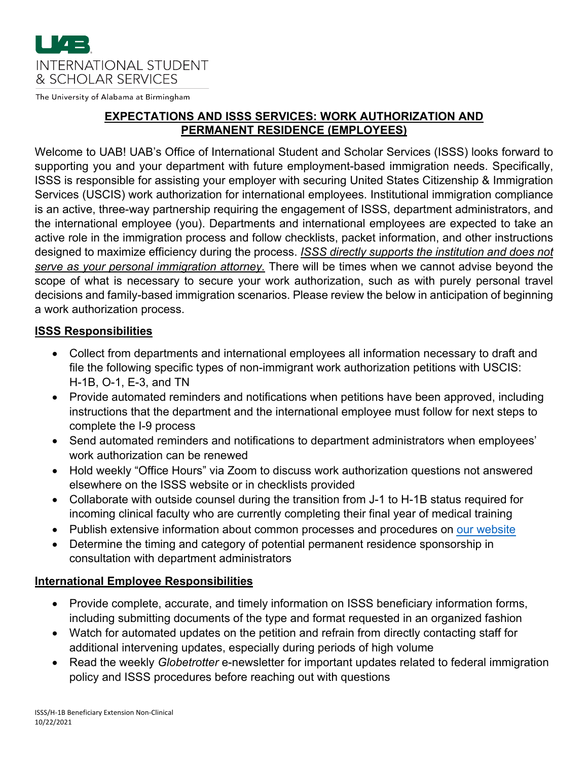**UAB**

INTERNATIONAL STUDENT
& SCHOLAR SERVICES

The University of Alabama at Birmingham

## EXPECTATIONS AND ISSS SERVICES: WORK AUTHORIZATION AND PERMANENT RESIDENCE (EMPLOYEES)

Welcome to UAB! UAB's Office of International Student and Scholar Services (ISSS) looks forward to supporting you and your department with future employment-based immigration needs. Specifically, ISSS is responsible for assisting your employer with securing United States Citizenship & Immigration Services (USCIS) work authorization for international employees. Institutional immigration compliance is an active, three-way partnership requiring the engagement of ISSS, department administrators, and the international employee (you). Departments and international employees are expected to take an active role in the immigration process and follow checklists, packet information, and other instructions designed to maximize efficiency during the process. *ISSS directly supports the institution and does not serve as your personal immigration attorney.* There will be times when we cannot advise beyond the scope of what is necessary to secure your work authorization, such as with purely personal travel decisions and family-based immigration scenarios. Please review the below in anticipation of beginning a work authorization process.

### ISSS Responsibilities

- Collect from departments and international employees all information necessary to draft and file the following specific types of non-immigrant work authorization petitions with USCIS: H-1B, O-1, E-3, and TN
- Provide automated reminders and notifications when petitions have been approved, including instructions that the department and the international employee must follow for next steps to complete the I-9 process
- Send automated reminders and notifications to department administrators when employees' work authorization can be renewed
- Hold weekly "Office Hours" via Zoom to discuss work authorization questions not answered elsewhere on the ISSS website or in checklists provided
- Collaborate with outside counsel during the transition from J-1 to H-1B status required for incoming clinical faculty who are currently completing their final year of medical training
- Publish extensive information about common processes and procedures on our website
- Determine the timing and category of potential permanent residence sponsorship in consultation with department administrators

### International Employee Responsibilities

- Provide complete, accurate, and timely information on ISSS beneficiary information forms, including submitting documents of the type and format requested in an organized fashion
- Watch for automated updates on the petition and refrain from directly contacting staff for additional intervening updates, especially during periods of high volume
- Read the weekly *Globetrotter* e-newsletter for important updates related to federal immigration policy and ISSS procedures before reaching out with questions

ISSS/H-1B Beneficiary Extension Non-Clinical
10/22/2021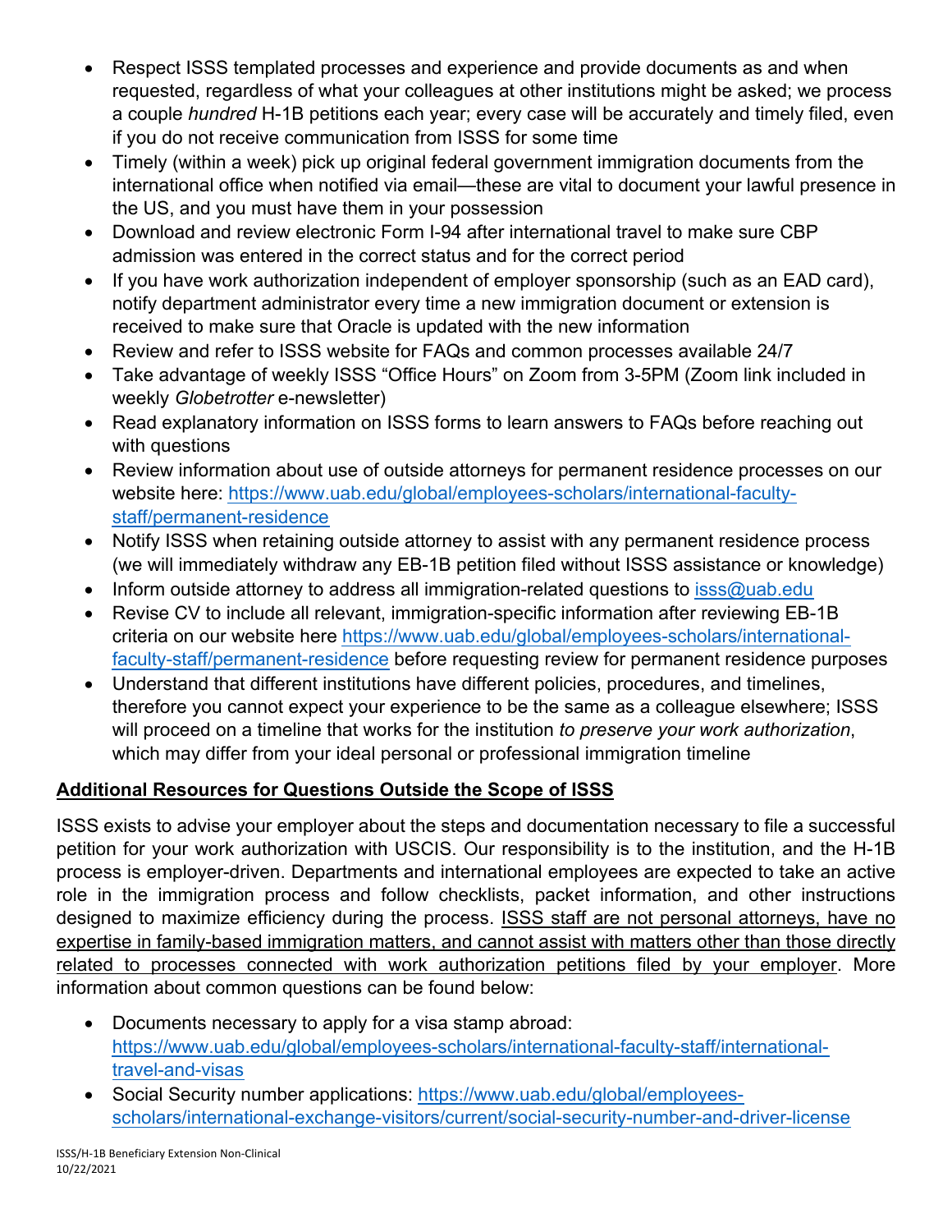- Respect ISSS templated processes and experience and provide documents as and when requested, regardless of what your colleagues at other institutions might be asked; we process a couple *hundred* H-1B petitions each year; every case will be accurately and timely filed, even if you do not receive communication from ISSS for some time
- Timely (within a week) pick up original federal government immigration documents from the international office when notified via email—these are vital to document your lawful presence in the US, and you must have them in your possession
- Download and review electronic Form I-94 after international travel to make sure CBP admission was entered in the correct status and for the correct period
- If you have work authorization independent of employer sponsorship (such as an EAD card), notify department administrator every time a new immigration document or extension is received to make sure that Oracle is updated with the new information
- Review and refer to ISSS website for FAQs and common processes available 24/7
- Take advantage of weekly ISSS "Office Hours" on Zoom from 3-5PM (Zoom link included in weekly *Globetrotter* e-newsletter)
- Read explanatory information on ISSS forms to learn answers to FAQs before reaching out with questions
- Review information about use of outside attorneys for permanent residence processes on our website here: [https://www.uab.edu/global/employees-scholars/international-faculty-staff/permanent-residence](https://www.uab.edu/global/employees-scholars/international-faculty-staff/permanent-residence)
- Notify ISSS when retaining outside attorney to assist with any permanent residence process (we will immediately withdraw any EB-1B petition filed without ISSS assistance or knowledge)
- Inform outside attorney to address all immigration-related questions to [isss@uab.edu](mailto:isss@uab.edu)
- Revise CV to include all relevant, immigration-specific information after reviewing EB-1B criteria on our website here [https://www.uab.edu/global/employees-scholars/international-faculty-staff/permanent-residence](https://www.uab.edu/global/employees-scholars/international-faculty-staff/permanent-residence) before requesting review for permanent residence purposes
- Understand that different institutions have different policies, procedures, and timelines, therefore you cannot expect your experience to be the same as a colleague elsewhere; ISSS will proceed on a timeline that works for the institution *to preserve your work authorization*, which may differ from your ideal personal or professional immigration timeline

## Additional Resources for Questions Outside the Scope of ISSS

ISSS exists to advise your employer about the steps and documentation necessary to file a successful petition for your work authorization with USCIS. Our responsibility is to the institution, and the H-1B process is employer-driven. Departments and international employees are expected to take an active role in the immigration process and follow checklists, packet information, and other instructions designed to maximize efficiency during the process. <u>ISSS staff are not personal attorneys, have no expertise in family-based immigration matters, and cannot assist with matters other than those directly related to processes connected with work authorization petitions filed by your employer</u>. More information about common questions can be found below:

- Documents necessary to apply for a visa stamp abroad: [https://www.uab.edu/global/employees-scholars/international-faculty-staff/international-travel-and-visas](https://www.uab.edu/global/employees-scholars/international-faculty-staff/international-travel-and-visas)
- Social Security number applications: [https://www.uab.edu/global/employees-scholars/international-exchange-visitors/current/social-security-number-and-driver-license](https://www.uab.edu/global/employees-scholars/international-exchange-visitors/current/social-security-number-and-driver-license)

ISSS/H-1B Beneficiary Extension Non-Clinical
10/22/2021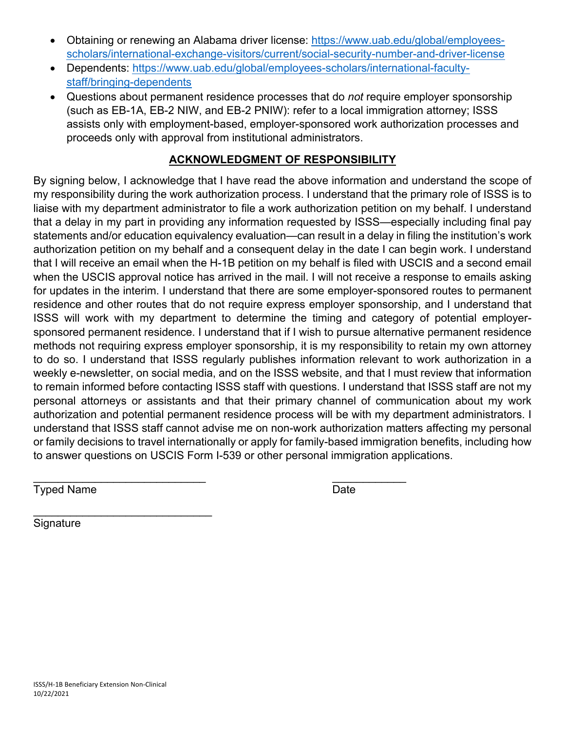- Obtaining or renewing an Alabama driver license: https://www.uab.edu/global/employees-scholars/international-exchange-visitors/current/social-security-number-and-driver-license
- Dependents: https://www.uab.edu/global/employees-scholars/international-faculty-staff/bringing-dependents
- Questions about permanent residence processes that do *not* require employer sponsorship (such as EB-1A, EB-2 NIW, and EB-2 PNIW): refer to a local immigration attorney; ISSS assists only with employment-based, employer-sponsored work authorization processes and proceeds only with approval from institutional administrators.

## ACKNOWLEDGMENT OF RESPONSIBILITY

By signing below, I acknowledge that I have read the above information and understand the scope of my responsibility during the work authorization process. I understand that the primary role of ISSS is to liaise with my department administrator to file a work authorization petition on my behalf. I understand that a delay in my part in providing any information requested by ISSS—especially including final pay statements and/or education equivalency evaluation—can result in a delay in filing the institution's work authorization petition on my behalf and a consequent delay in the date I can begin work. I understand that I will receive an email when the H-1B petition on my behalf is filed with USCIS and a second email when the USCIS approval notice has arrived in the mail. I will not receive a response to emails asking for updates in the interim. I understand that there are some employer-sponsored routes to permanent residence and other routes that do not require express employer sponsorship, and I understand that ISSS will work with my department to determine the timing and category of potential employer-sponsored permanent residence. I understand that if I wish to pursue alternative permanent residence methods not requiring express employer sponsorship, it is my responsibility to retain my own attorney to do so. I understand that ISSS regularly publishes information relevant to work authorization in a weekly e-newsletter, on social media, and on the ISSS website, and that I must review that information to remain informed before contacting ISSS staff with questions. I understand that ISSS staff are not my personal attorneys or assistants and that their primary channel of communication about my work authorization and potential permanent residence process will be with my department administrators. I understand that ISSS staff cannot advise me on non-work authorization matters affecting my personal or family decisions to travel internationally or apply for family-based immigration benefits, including how to answer questions on USCIS Form I-539 or other personal immigration applications.

_____________________________ Typed Name

____________ Date

______________________________ Signature